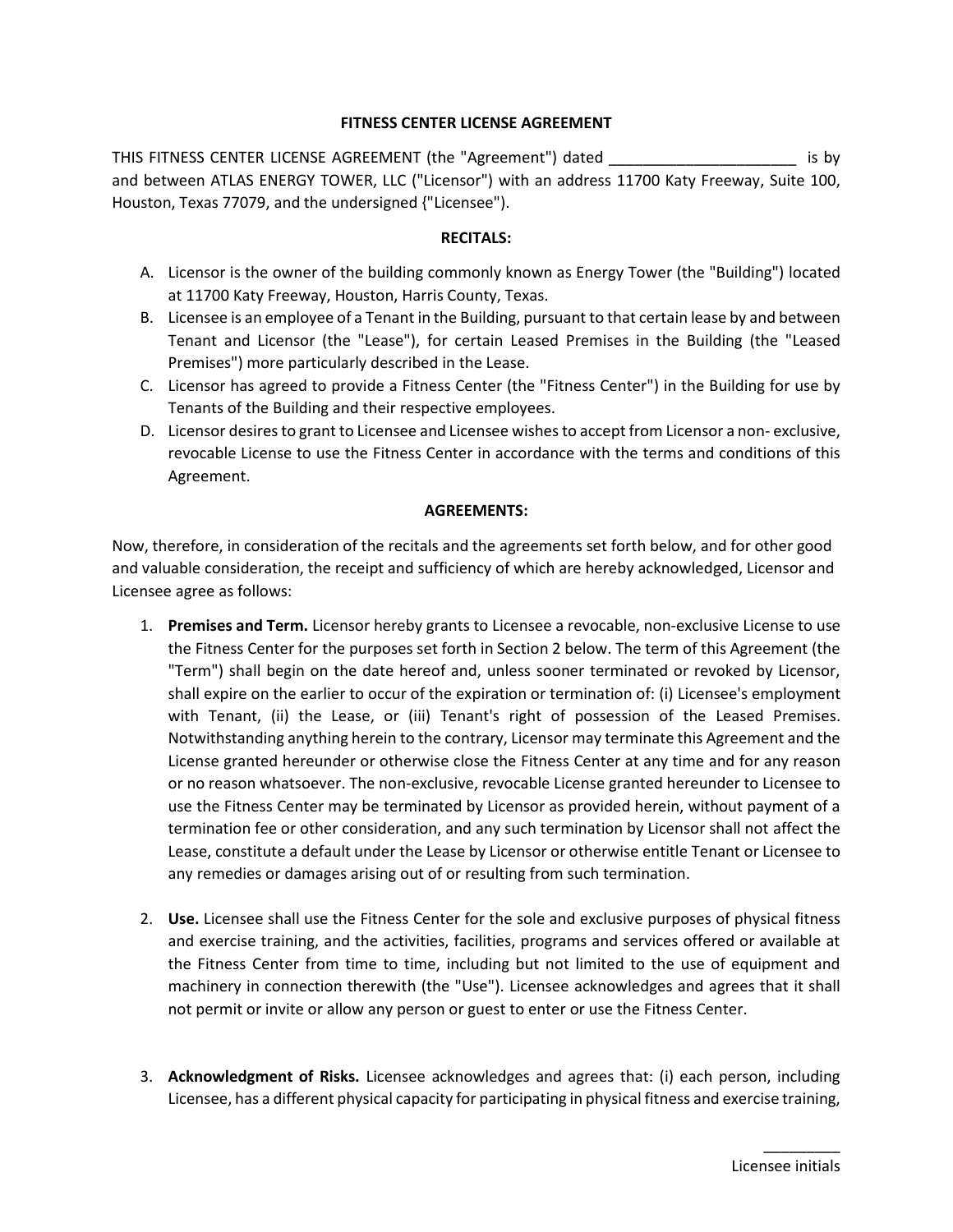**FITNESS CENTER LICENSE AGREEMENT**

THIS FITNESS CENTER LICENSE AGREEMENT (the "Agreement") dated ______________________ is by and between ATLAS ENERGY TOWER, LLC ("Licensor") with an address 11700 Katy Freeway, Suite 100, Houston, Texas 77079, and the undersigned {"Licensee").

**RECITALS:**

A. Licensor is the owner of the building commonly known as Energy Tower (the "Building") located at 11700 Katy Freeway, Houston, Harris County, Texas.
B. Licensee is an employee of a Tenant in the Building, pursuant to that certain lease by and between Tenant and Licensor (the "Lease"), for certain Leased Premises in the Building (the "Leased Premises") more particularly described in the Lease.
C. Licensor has agreed to provide a Fitness Center (the "Fitness Center") in the Building for use by Tenants of the Building and their respective employees.
D. Licensor desires to grant to Licensee and Licensee wishes to accept from Licensor a non- exclusive, revocable License to use the Fitness Center in accordance with the terms and conditions of this Agreement.

**AGREEMENTS:**

Now, therefore, in consideration of the recitals and the agreements set forth below, and for other good and valuable consideration, the receipt and sufficiency of which are hereby acknowledged, Licensor and Licensee agree as follows:

1. **Premises and Term.** Licensor hereby grants to Licensee a revocable, non-exclusive License to use the Fitness Center for the purposes set forth in Section 2 below. The term of this Agreement (the "Term") shall begin on the date hereof and, unless sooner terminated or revoked by Licensor, shall expire on the earlier to occur of the expiration or termination of: (i) Licensee's employment with Tenant, (ii) the Lease, or (iii) Tenant's right of possession of the Leased Premises. Notwithstanding anything herein to the contrary, Licensor may terminate this Agreement and the License granted hereunder or otherwise close the Fitness Center at any time and for any reason or no reason whatsoever. The non-exclusive, revocable License granted hereunder to Licensee to use the Fitness Center may be terminated by Licensor as provided herein, without payment of a termination fee or other consideration, and any such termination by Licensor shall not affect the Lease, constitute a default under the Lease by Licensor or otherwise entitle Tenant or Licensee to any remedies or damages arising out of or resulting from such termination.

2. **Use.** Licensee shall use the Fitness Center for the sole and exclusive purposes of physical fitness and exercise training, and the activities, facilities, programs and services offered or available at the Fitness Center from time to time, including but not limited to the use of equipment and machinery in connection therewith (the "Use"). Licensee acknowledges and agrees that it shall not permit or invite or allow any person or guest to enter or use the Fitness Center.

3. **Acknowledgment of Risks.** Licensee acknowledges and agrees that: (i) each person, including Licensee, has a different physical capacity for participating in physical fitness and exercise training,

_________
Licensee initials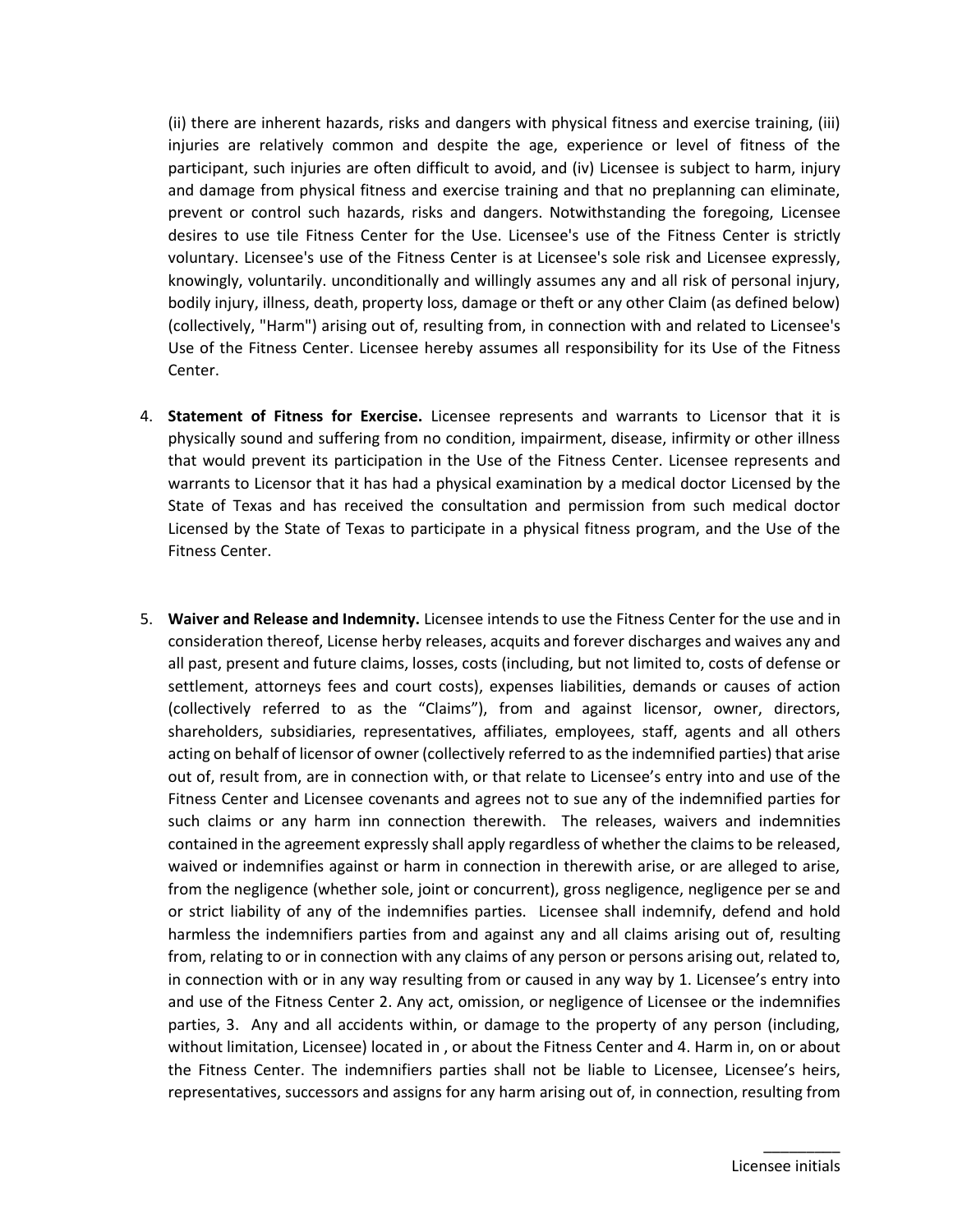(ii) there are inherent hazards, risks and dangers with physical fitness and exercise training, (iii) injuries are relatively common and despite the age, experience or level of fitness of the participant, such injuries are often difficult to avoid, and (iv) Licensee is subject to harm, injury and damage from physical fitness and exercise training and that no preplanning can eliminate, prevent or control such hazards, risks and dangers. Notwithstanding the foregoing, Licensee desires to use tile Fitness Center for the Use. Licensee's use of the Fitness Center is strictly voluntary. Licensee's use of the Fitness Center is at Licensee's sole risk and Licensee expressly, knowingly, voluntarily. unconditionally and willingly assumes any and all risk of personal injury, bodily injury, illness, death, property loss, damage or theft or any other Claim (as defined below) (collectively, "Harm") arising out of, resulting from, in connection with and related to Licensee's Use of the Fitness Center. Licensee hereby assumes all responsibility for its Use of the Fitness Center.

4. **Statement of Fitness for Exercise.** Licensee represents and warrants to Licensor that it is physically sound and suffering from no condition, impairment, disease, infirmity or other illness that would prevent its participation in the Use of the Fitness Center. Licensee represents and warrants to Licensor that it has had a physical examination by a medical doctor Licensed by the State of Texas and has received the consultation and permission from such medical doctor Licensed by the State of Texas to participate in a physical fitness program, and the Use of the Fitness Center.

5. **Waiver and Release and Indemnity.** Licensee intends to use the Fitness Center for the use and in consideration thereof, License herby releases, acquits and forever discharges and waives any and all past, present and future claims, losses, costs (including, but not limited to, costs of defense or settlement, attorneys fees and court costs), expenses liabilities, demands or causes of action (collectively referred to as the "Claims"), from and against licensor, owner, directors, shareholders, subsidiaries, representatives, affiliates, employees, staff, agents and all others acting on behalf of licensor of owner (collectively referred to as the indemnified parties) that arise out of, result from, are in connection with, or that relate to Licensee's entry into and use of the Fitness Center and Licensee covenants and agrees not to sue any of the indemnified parties for such claims or any harm inn connection therewith. The releases, waivers and indemnities contained in the agreement expressly shall apply regardless of whether the claims to be released, waived or indemnifies against or harm in connection in therewith arise, or are alleged to arise, from the negligence (whether sole, joint or concurrent), gross negligence, negligence per se and or strict liability of any of the indemnifies parties. Licensee shall indemnify, defend and hold harmless the indemnifiers parties from and against any and all claims arising out of, resulting from, relating to or in connection with any claims of any person or persons arising out, related to, in connection with or in any way resulting from or caused in any way by 1. Licensee's entry into and use of the Fitness Center 2. Any act, omission, or negligence of Licensee or the indemnifies parties, 3. Any and all accidents within, or damage to the property of any person (including, without limitation, Licensee) located in , or about the Fitness Center and 4. Harm in, on or about the Fitness Center. The indemnifiers parties shall not be liable to Licensee, Licensee's heirs, representatives, successors and assigns for any harm arising out of, in connection, resulting from

_________
Licensee initials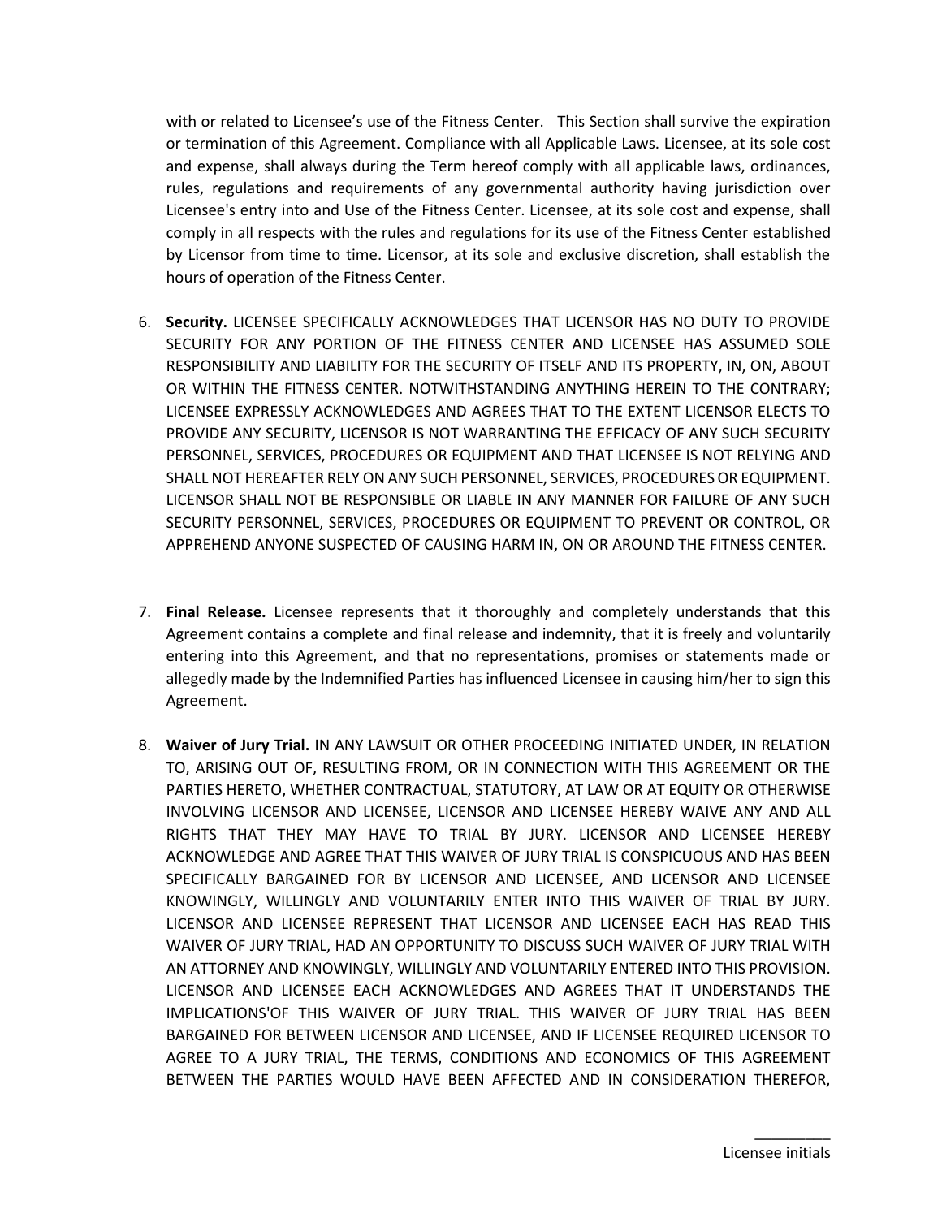with or related to Licensee's use of the Fitness Center. This Section shall survive the expiration or termination of this Agreement. Compliance with all Applicable Laws. Licensee, at its sole cost and expense, shall always during the Term hereof comply with all applicable laws, ordinances, rules, regulations and requirements of any governmental authority having jurisdiction over Licensee's entry into and Use of the Fitness Center. Licensee, at its sole cost and expense, shall comply in all respects with the rules and regulations for its use of the Fitness Center established by Licensor from time to time. Licensor, at its sole and exclusive discretion, shall establish the hours of operation of the Fitness Center.

6. **Security.** LICENSEE SPECIFICALLY ACKNOWLEDGES THAT LICENSOR HAS NO DUTY TO PROVIDE SECURITY FOR ANY PORTION OF THE FITNESS CENTER AND LICENSEE HAS ASSUMED SOLE RESPONSIBILITY AND LIABILITY FOR THE SECURITY OF ITSELF AND ITS PROPERTY, IN, ON, ABOUT OR WITHIN THE FITNESS CENTER. NOTWITHSTANDING ANYTHING HEREIN TO THE CONTRARY; LICENSEE EXPRESSLY ACKNOWLEDGES AND AGREES THAT TO THE EXTENT LICENSOR ELECTS TO PROVIDE ANY SECURITY, LICENSOR IS NOT WARRANTING THE EFFICACY OF ANY SUCH SECURITY PERSONNEL, SERVICES, PROCEDURES OR EQUIPMENT AND THAT LICENSEE IS NOT RELYING AND SHALL NOT HEREAFTER RELY ON ANY SUCH PERSONNEL, SERVICES, PROCEDURES OR EQUIPMENT. LICENSOR SHALL NOT BE RESPONSIBLE OR LIABLE IN ANY MANNER FOR FAILURE OF ANY SUCH SECURITY PERSONNEL, SERVICES, PROCEDURES OR EQUIPMENT TO PREVENT OR CONTROL, OR APPREHEND ANYONE SUSPECTED OF CAUSING HARM IN, ON OR AROUND THE FITNESS CENTER.

7. **Final Release.** Licensee represents that it thoroughly and completely understands that this Agreement contains a complete and final release and indemnity, that it is freely and voluntarily entering into this Agreement, and that no representations, promises or statements made or allegedly made by the Indemnified Parties has influenced Licensee in causing him/her to sign this Agreement.

8. **Waiver of Jury Trial.** IN ANY LAWSUIT OR OTHER PROCEEDING INITIATED UNDER, IN RELATION TO, ARISING OUT OF, RESULTING FROM, OR IN CONNECTION WITH THIS AGREEMENT OR THE PARTIES HERETO, WHETHER CONTRACTUAL, STATUTORY, AT LAW OR AT EQUITY OR OTHERWISE INVOLVING LICENSOR AND LICENSEE, LICENSOR AND LICENSEE HEREBY WAIVE ANY AND ALL RIGHTS THAT THEY MAY HAVE TO TRIAL BY JURY. LICENSOR AND LICENSEE HEREBY ACKNOWLEDGE AND AGREE THAT THIS WAIVER OF JURY TRIAL IS CONSPICUOUS AND HAS BEEN SPECIFICALLY BARGAINED FOR BY LICENSOR AND LICENSEE, AND LICENSOR AND LICENSEE KNOWINGLY, WILLINGLY AND VOLUNTARILY ENTER INTO THIS WAIVER OF TRIAL BY JURY. LICENSOR AND LICENSEE REPRESENT THAT LICENSOR AND LICENSEE EACH HAS READ THIS WAIVER OF JURY TRIAL, HAD AN OPPORTUNITY TO DISCUSS SUCH WAIVER OF JURY TRIAL WITH AN ATTORNEY AND KNOWINGLY, WILLINGLY AND VOLUNTARILY ENTERED INTO THIS PROVISION. LICENSOR AND LICENSEE EACH ACKNOWLEDGES AND AGREES THAT IT UNDERSTANDS THE IMPLICATIONS'OF THIS WAIVER OF JURY TRIAL. THIS WAIVER OF JURY TRIAL HAS BEEN BARGAINED FOR BETWEEN LICENSOR AND LICENSEE, AND IF LICENSEE REQUIRED LICENSOR TO AGREE TO A JURY TRIAL, THE TERMS, CONDITIONS AND ECONOMICS OF THIS AGREEMENT BETWEEN THE PARTIES WOULD HAVE BEEN AFFECTED AND IN CONSIDERATION THEREFOR,

_________
Licensee initials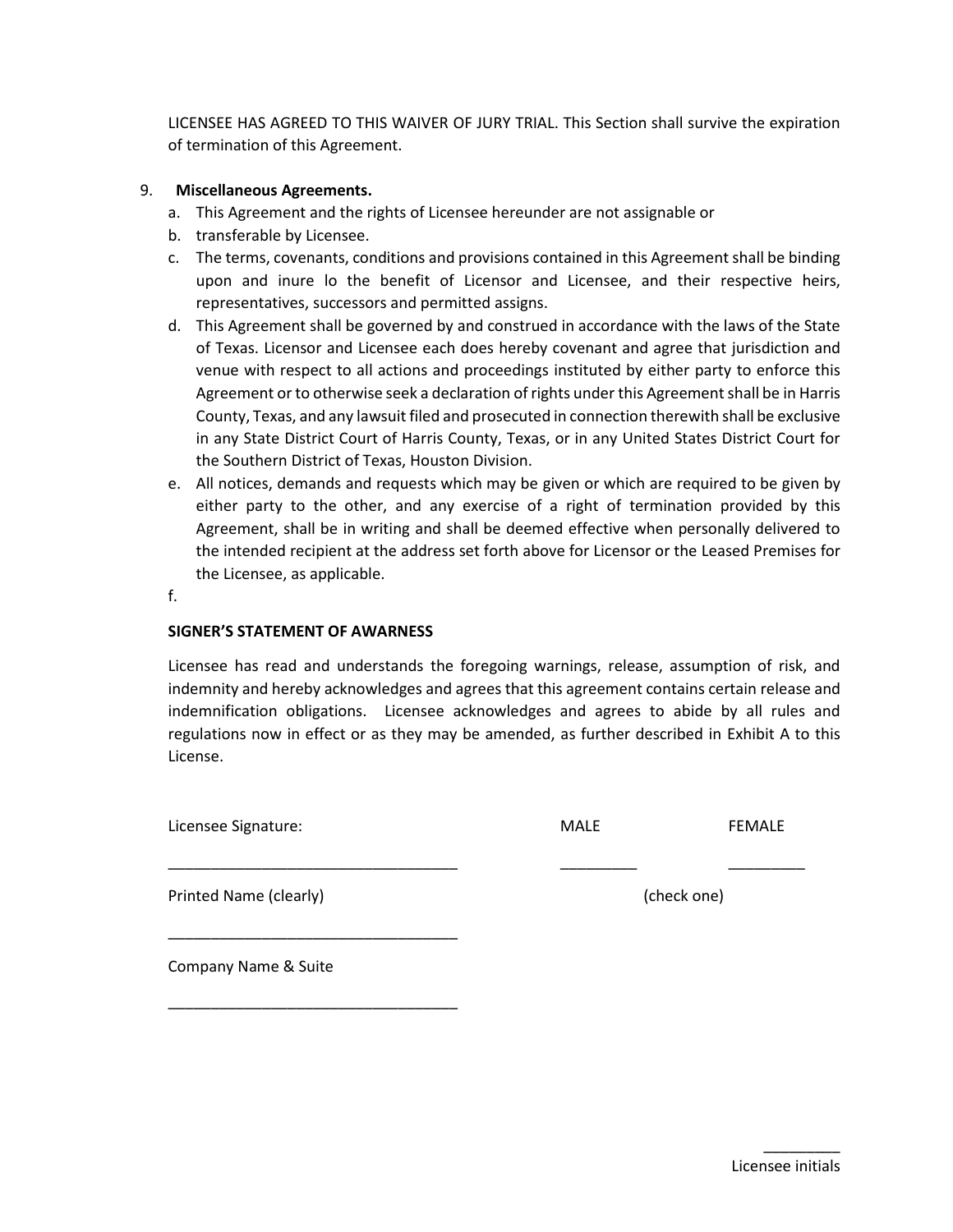LICENSEE HAS AGREED TO THIS WAIVER OF JURY TRIAL. This Section shall survive the expiration of termination of this Agreement.

9. **Miscellaneous Agreements.**
   a. This Agreement and the rights of Licensee hereunder are not assignable or
   b. transferable by Licensee.
   c. The terms, covenants, conditions and provisions contained in this Agreement shall be binding upon and inure lo the benefit of Licensor and Licensee, and their respective heirs, representatives, successors and permitted assigns.
   d. This Agreement shall be governed by and construed in accordance with the laws of the State of Texas. Licensor and Licensee each does hereby covenant and agree that jurisdiction and venue with respect to all actions and proceedings instituted by either party to enforce this Agreement or to otherwise seek a declaration of rights under this Agreement shall be in Harris County, Texas, and any lawsuit filed and prosecuted in connection therewith shall be exclusive in any State District Court of Harris County, Texas, or in any United States District Court for the Southern District of Texas, Houston Division.
   e. All notices, demands and requests which may be given or which are required to be given by either party to the other, and any exercise of a right of termination provided by this Agreement, shall be in writing and shall be deemed effective when personally delivered to the intended recipient at the address set forth above for Licensor or the Leased Premises for the Licensee, as applicable.
   f.

**SIGNER'S STATEMENT OF AWARNESS**

Licensee has read and understands the foregoing warnings, release, assumption of risk, and indemnity and hereby acknowledges and agrees that this agreement contains certain release and indemnification obligations. Licensee acknowledges and agrees to abide by all rules and regulations now in effect or as they may be amended, as further described in Exhibit A to this License.

Licensee Signature: MALE FEMALE

__________________________________ _________ _________

Printed Name (clearly) (check one)

__________________________________

Company Name & Suite

__________________________________

_________
Licensee initials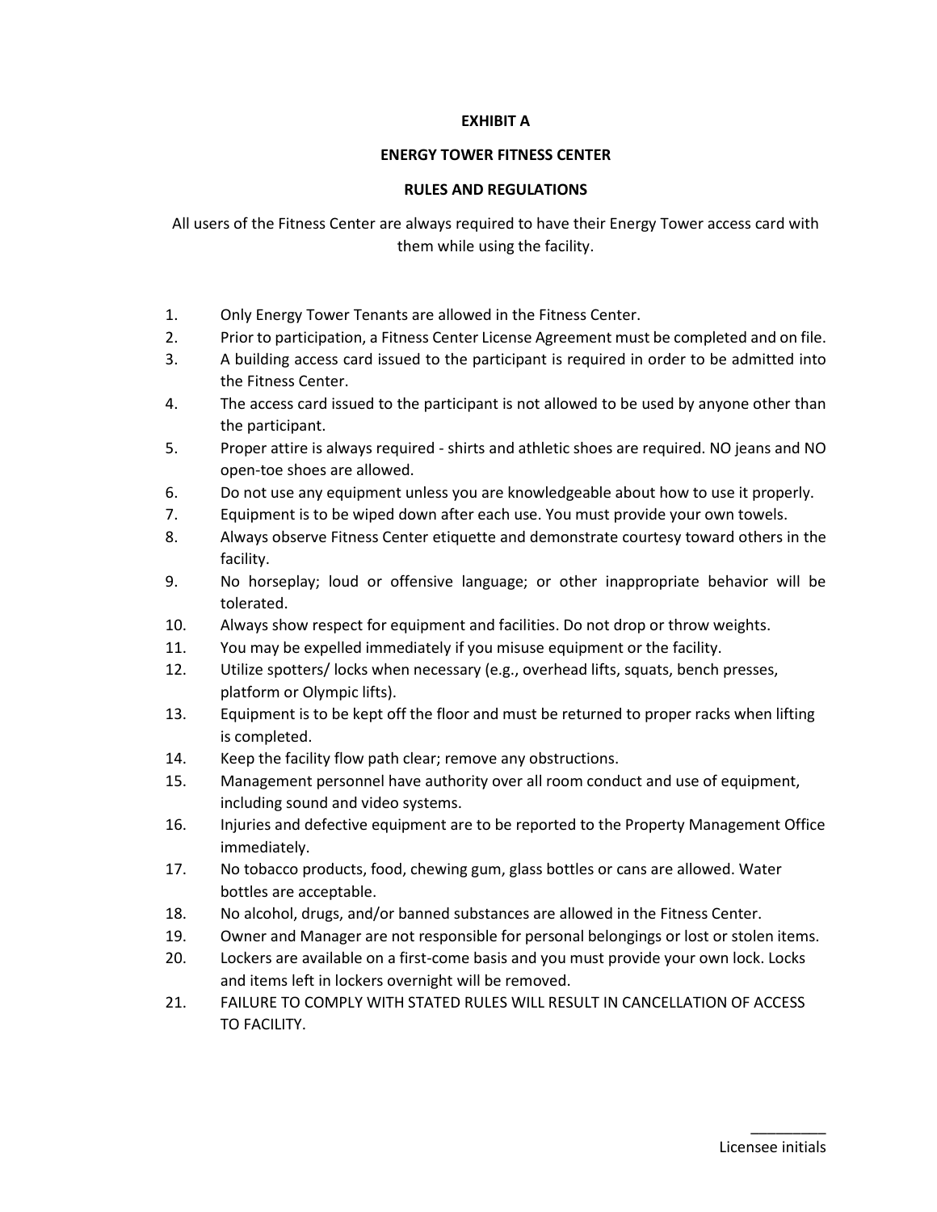**EXHIBIT A**

**ENERGY TOWER FITNESS CENTER**

**RULES AND REGULATIONS**

All users of the Fitness Center are always required to have their Energy Tower access card with them while using the facility.

1. Only Energy Tower Tenants are allowed in the Fitness Center.
2. Prior to participation, a Fitness Center License Agreement must be completed and on file.
3. A building access card issued to the participant is required in order to be admitted into the Fitness Center.
4. The access card issued to the participant is not allowed to be used by anyone other than the participant.
5. Proper attire is always required - shirts and athletic shoes are required. NO jeans and NO open-toe shoes are allowed.
6. Do not use any equipment unless you are knowledgeable about how to use it properly.
7. Equipment is to be wiped down after each use. You must provide your own towels.
8. Always observe Fitness Center etiquette and demonstrate courtesy toward others in the facility.
9. No horseplay; loud or offensive language; or other inappropriate behavior will be tolerated.
10. Always show respect for equipment and facilities. Do not drop or throw weights.
11. You may be expelled immediately if you misuse equipment or the facility.
12. Utilize spotters/ locks when necessary (e.g., overhead lifts, squats, bench presses, platform or Olympic lifts).
13. Equipment is to be kept off the floor and must be returned to proper racks when lifting is completed.
14. Keep the facility flow path clear; remove any obstructions.
15. Management personnel have authority over all room conduct and use of equipment, including sound and video systems.
16. Injuries and defective equipment are to be reported to the Property Management Office immediately.
17. No tobacco products, food, chewing gum, glass bottles or cans are allowed. Water bottles are acceptable.
18. No alcohol, drugs, and/or banned substances are allowed in the Fitness Center.
19. Owner and Manager are not responsible for personal belongings or lost or stolen items.
20. Lockers are available on a first-come basis and you must provide your own lock. Locks and items left in lockers overnight will be removed.
21. FAILURE TO COMPLY WITH STATED RULES WILL RESULT IN CANCELLATION OF ACCESS TO FACILITY.

_________

Licensee initials